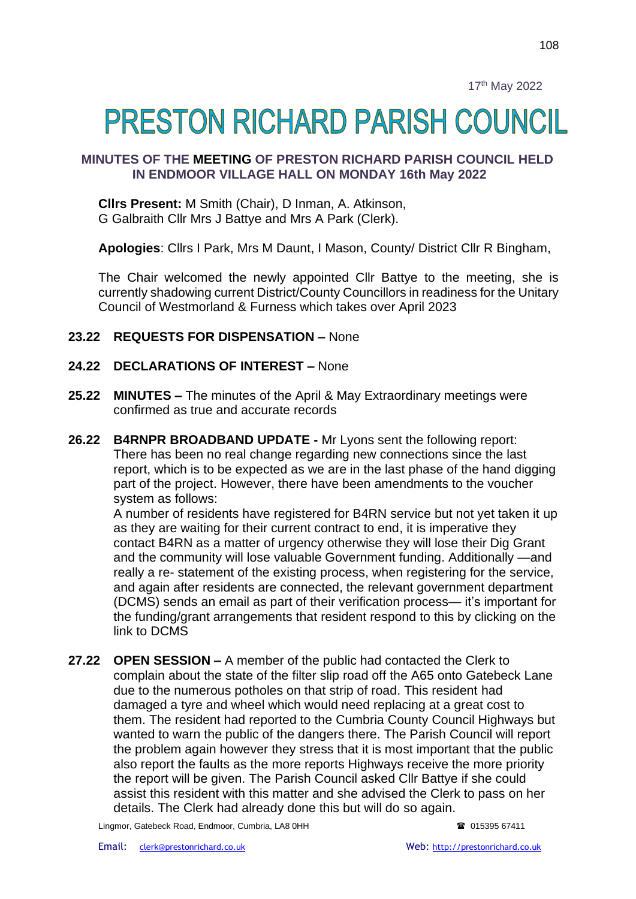17th May 2022

# PRESTON RICHARD PARISH COUNCIL

## MINUTES OF THE MEETING OF PRESTON RICHARD PARISH COUNCIL HELD IN ENDMOOR VILLAGE HALL ON MONDAY 16th May 2022

**Cllrs Present:** M Smith (Chair), D Inman, A. Atkinson, G Galbraith Cllr Mrs J Battye and Mrs A Park (Clerk).

**Apologies**: Cllrs I Park, Mrs M Daunt, I Mason, County/ District Cllr R Bingham,

The Chair welcomed the newly appointed Cllr Battye to the meeting, she is currently shadowing current District/County Councillors in readiness for the Unitary Council of Westmorland & Furness which takes over April 2023

**23.22 REQUESTS FOR DISPENSATION –** None

**24.22 DECLARATIONS OF INTEREST –** None

**25.22 MINUTES –** The minutes of the April & May Extraordinary meetings were confirmed as true and accurate records

**26.22 B4RNPR BROADBAND UPDATE -** Mr Lyons sent the following report: There has been no real change regarding new connections since the last report, which is to be expected as we are in the last phase of the hand digging part of the project. However, there have been amendments to the voucher system as follows:

A number of residents have registered for B4RN service but not yet taken it up as they are waiting for their current contract to end, it is imperative they contact B4RN as a matter of urgency otherwise they will lose their Dig Grant and the community will lose valuable Government funding. Additionally —and really a re- statement of the existing process, when registering for the service, and again after residents are connected, the relevant government department (DCMS) sends an email as part of their verification process— it's important for the funding/grant arrangements that resident respond to this by clicking on the link to DCMS

**27.22 OPEN SESSION –** A member of the public had contacted the Clerk to complain about the state of the filter slip road off the A65 onto Gatebeck Lane due to the numerous potholes on that strip of road. This resident had damaged a tyre and wheel which would need replacing at a great cost to them. The resident had reported to the Cumbria County Council Highways but wanted to warn the public of the dangers there. The Parish Council will report the problem again however they stress that it is most important that the public also report the faults as the more reports Highways receive the more priority the report will be given. The Parish Council asked Cllr Battye if she could assist this resident with this matter and she advised the Clerk to pass on her details. The Clerk had already done this but will do so again.

Lingmor, Gatebeck Road, Endmoor, Cumbria, LA8 0HH ☎ 015395 67411

Email: clerk@prestonrichard.co.uk Web: http://prestonrichard.co.uk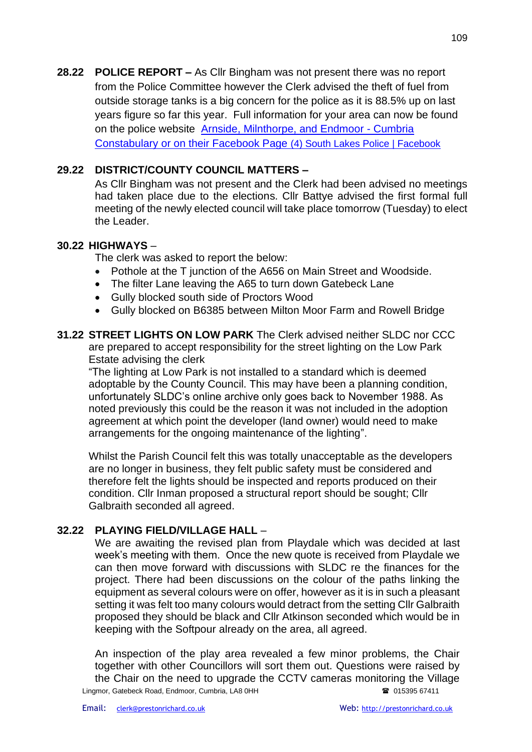**28.22 POLICE REPORT –** As Cllr Bingham was not present there was no report from the Police Committee however the Clerk advised the theft of fuel from outside storage tanks is a big concern for the police as it is 88.5% up on last years figure so far this year. Full information for your area can now be found on the police website [Arnside, Milnthorpe, and Endmoor - Cumbria Constabulary or on their Facebook Page (4) South Lakes Police | Facebook]

**29.22 DISTRICT/COUNTY COUNCIL MATTERS –**

As Cllr Bingham was not present and the Clerk had been advised no meetings had taken place due to the elections. Cllr Battye advised the first formal full meeting of the newly elected council will take place tomorrow (Tuesday) to elect the Leader.

**30.22 HIGHWAYS** –

The clerk was asked to report the below:

- Pothole at the T junction of the A656 on Main Street and Woodside.
- The filter Lane leaving the A65 to turn down Gatebeck Lane
- Gully blocked south side of Proctors Wood
- Gully blocked on B6385 between Milton Moor Farm and Rowell Bridge

**31.22 STREET LIGHTS ON LOW PARK** The Clerk advised neither SLDC nor CCC are prepared to accept responsibility for the street lighting on the Low Park Estate advising the clerk

"The lighting at Low Park is not installed to a standard which is deemed adoptable by the County Council. This may have been a planning condition, unfortunately SLDC's online archive only goes back to November 1988. As noted previously this could be the reason it was not included in the adoption agreement at which point the developer (land owner) would need to make arrangements for the ongoing maintenance of the lighting".

Whilst the Parish Council felt this was totally unacceptable as the developers are no longer in business, they felt public safety must be considered and therefore felt the lights should be inspected and reports produced on their condition. Cllr Inman proposed a structural report should be sought; Cllr Galbraith seconded all agreed.

**32.22 PLAYING FIELD/VILLAGE HALL** –

We are awaiting the revised plan from Playdale which was decided at last week's meeting with them. Once the new quote is received from Playdale we can then move forward with discussions with SLDC re the finances for the project. There had been discussions on the colour of the paths linking the equipment as several colours were on offer, however as it is in such a pleasant setting it was felt too many colours would detract from the setting Cllr Galbraith proposed they should be black and Cllr Atkinson seconded which would be in keeping with the Softpour already on the area, all agreed.

An inspection of the play area revealed a few minor problems, the Chair together with other Councillors will sort them out. Questions were raised by the Chair on the need to upgrade the CCTV cameras monitoring the Village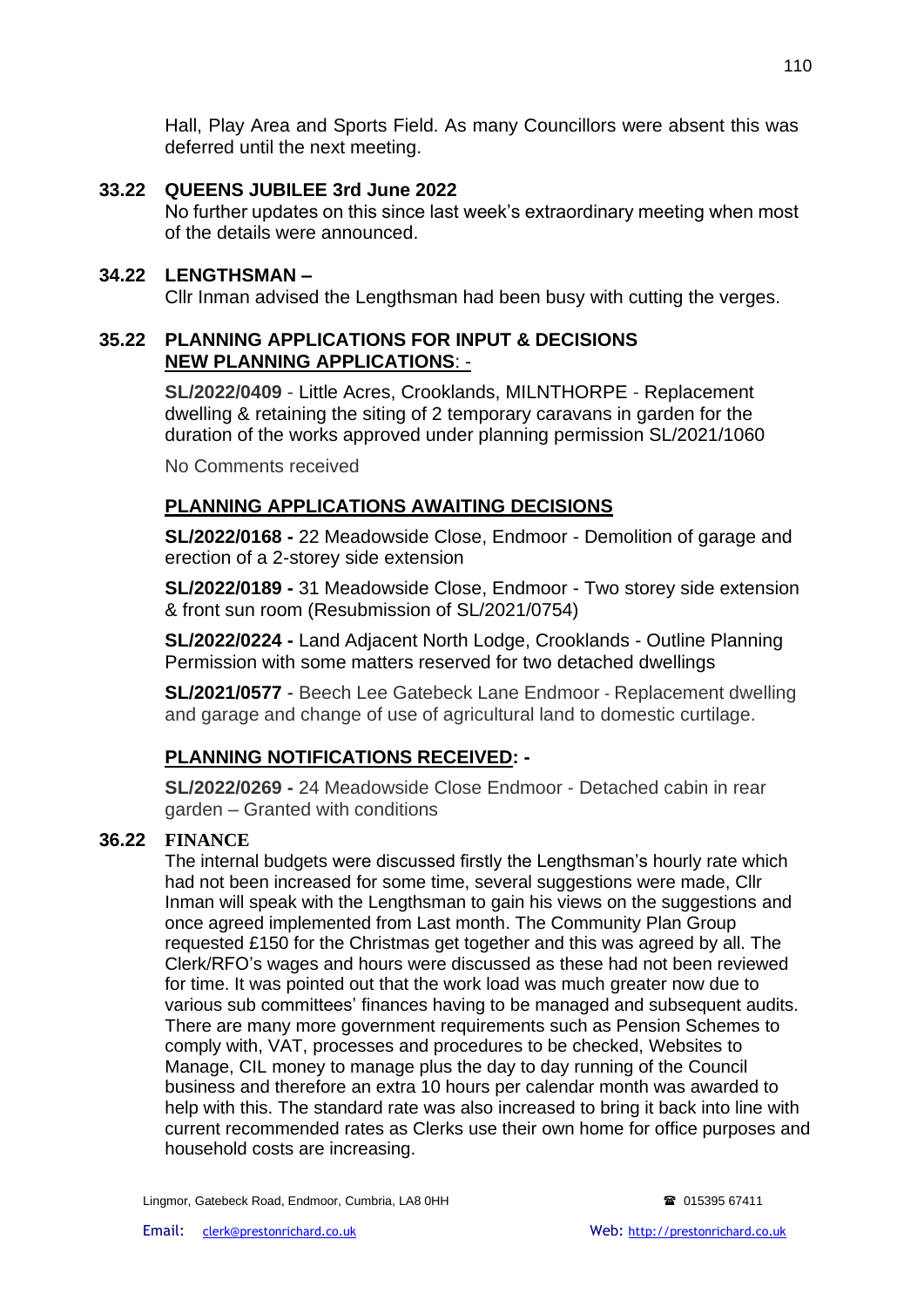Hall, Play Area and Sports Field. As many Councillors were absent this was deferred until the next meeting.

**33.22 QUEENS JUBILEE 3rd June 2022**

No further updates on this since last week's extraordinary meeting when most of the details were announced.

**34.22 LENGTHSMAN –**

Cllr Inman advised the Lengthsman had been busy with cutting the verges.

**35.22 PLANNING APPLICATIONS FOR INPUT & DECISIONS**

**<u>NEW PLANNING APPLICATIONS</u>**: -

**SL/2022/0409** - Little Acres, Crooklands, MILNTHORPE - Replacement dwelling & retaining the siting of 2 temporary caravans in garden for the duration of the works approved under planning permission SL/2021/1060

No Comments received

**<u>PLANNING APPLICATIONS AWAITING DECISIONS</u>**

**SL/2022/0168 -** 22 Meadowside Close, Endmoor - Demolition of garage and erection of a 2-storey side extension

**SL/2022/0189 -** 31 Meadowside Close, Endmoor - Two storey side extension & front sun room (Resubmission of SL/2021/0754)

**SL/2022/0224 -** Land Adjacent North Lodge, Crooklands - Outline Planning Permission with some matters reserved for two detached dwellings

**SL/2021/0577** - Beech Lee Gatebeck Lane Endmoor - Replacement dwelling and garage and change of use of agricultural land to domestic curtilage.

**<u>PLANNING NOTIFICATIONS RECEIVED</u>: -**

**SL/2022/0269 -** 24 Meadowside Close Endmoor - Detached cabin in rear garden – Granted with conditions

**36.22 FINANCE**

The internal budgets were discussed firstly the Lengthsman's hourly rate which had not been increased for some time, several suggestions were made, Cllr Inman will speak with the Lengthsman to gain his views on the suggestions and once agreed implemented from Last month. The Community Plan Group requested £150 for the Christmas get together and this was agreed by all. The Clerk/RFO's wages and hours were discussed as these had not been reviewed for time. It was pointed out that the work load was much greater now due to various sub committees' finances having to be managed and subsequent audits. There are many more government requirements such as Pension Schemes to comply with, VAT, processes and procedures to be checked, Websites to Manage, CIL money to manage plus the day to day running of the Council business and therefore an extra 10 hours per calendar month was awarded to help with this. The standard rate was also increased to bring it back into line with current recommended rates as Clerks use their own home for office purposes and household costs are increasing.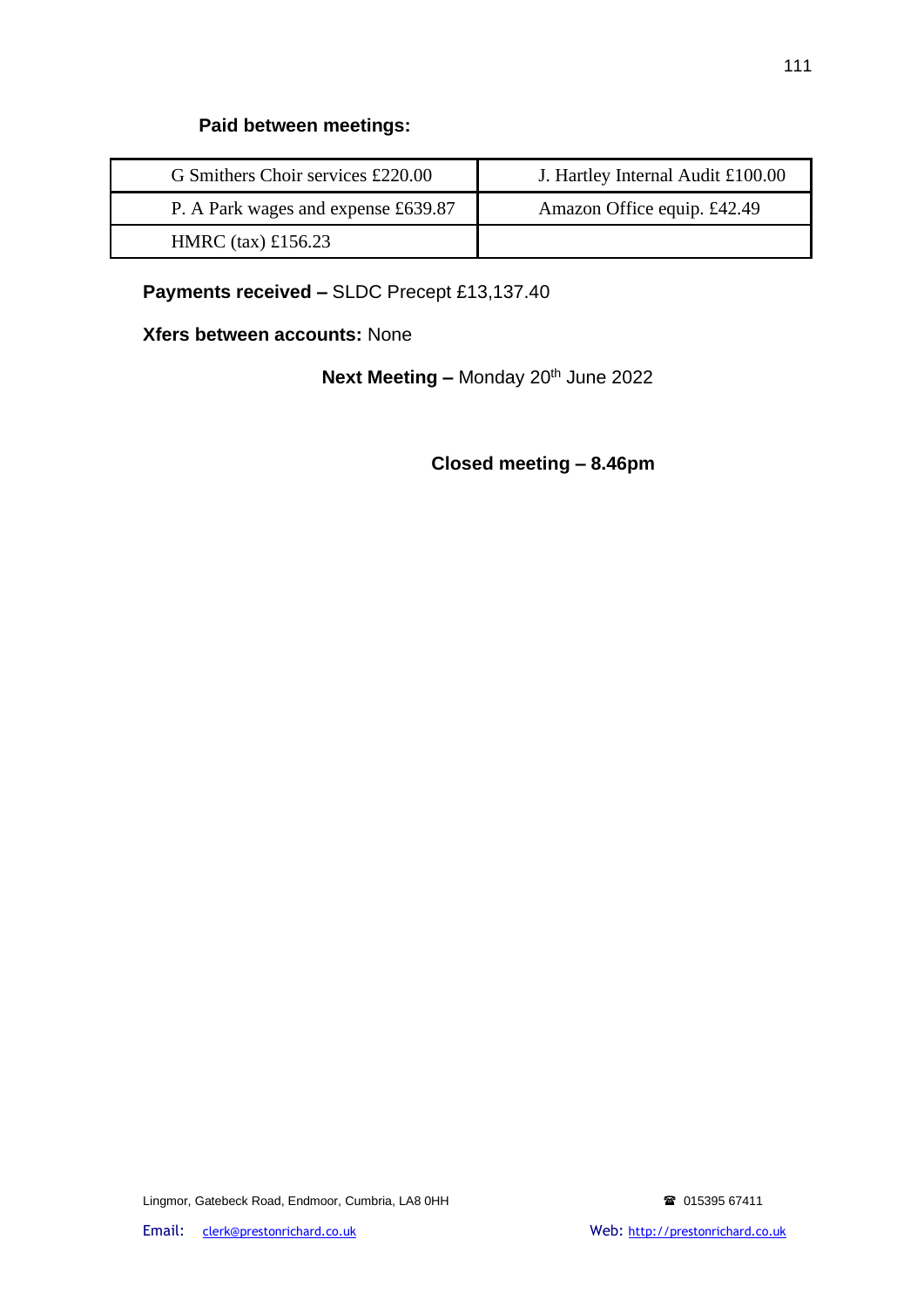**Paid between meetings:**

| | |
|---|---|
| G Smithers Choir services £220.00 | J. Hartley Internal Audit £100.00 |
| P. A Park wages and expense £639.87 | Amazon Office equip. £42.49 |
| HMRC (tax) £156.23 | |

**Payments received –** SLDC Precept £13,137.40

**Xfers between accounts:** None

**Next Meeting –** Monday 20th June 2022

**Closed meeting – 8.46pm**

Lingmor, Gatebeck Road, Endmoor, Cumbria, LA8 0HH ☎ 015395 67411

Email: clerk@prestonrichard.co.uk Web: http://prestonrichard.co.uk